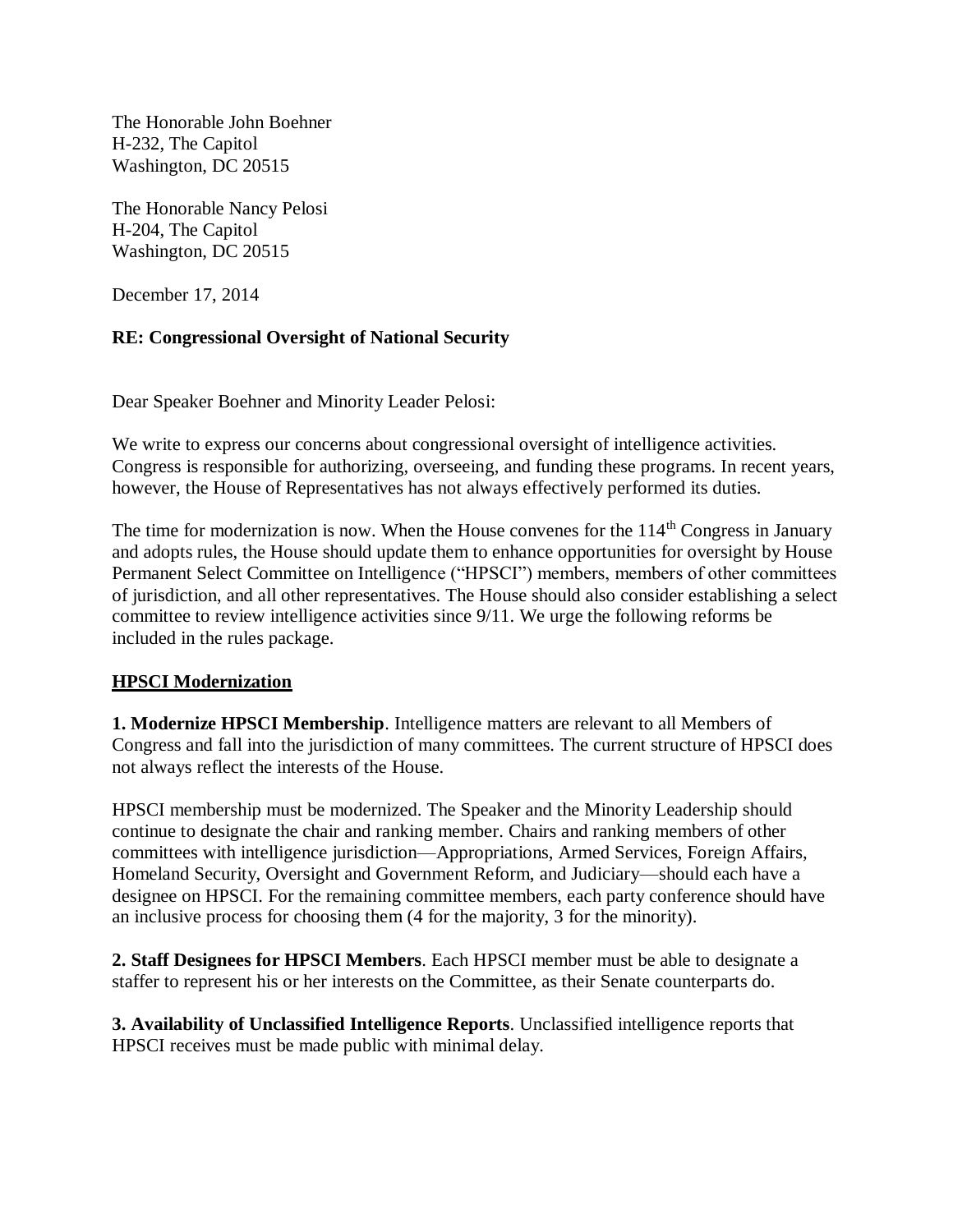The Honorable John Boehner
H-232, The Capitol
Washington, DC 20515

The Honorable Nancy Pelosi
H-204, The Capitol
Washington, DC 20515

December 17, 2014

**RE: Congressional Oversight of National Security**

Dear Speaker Boehner and Minority Leader Pelosi:

We write to express our concerns about congressional oversight of intelligence activities. Congress is responsible for authorizing, overseeing, and funding these programs. In recent years, however, the House of Representatives has not always effectively performed its duties.

The time for modernization is now. When the House convenes for the 114th Congress in January and adopts rules, the House should update them to enhance opportunities for oversight by House Permanent Select Committee on Intelligence ("HPSCI") members, members of other committees of jurisdiction, and all other representatives. The House should also consider establishing a select committee to review intelligence activities since 9/11. We urge the following reforms be included in the rules package.

## HPSCI Modernization

**1. Modernize HPSCI Membership**. Intelligence matters are relevant to all Members of Congress and fall into the jurisdiction of many committees. The current structure of HPSCI does not always reflect the interests of the House.

HPSCI membership must be modernized. The Speaker and the Minority Leadership should continue to designate the chair and ranking member. Chairs and ranking members of other committees with intelligence jurisdiction—Appropriations, Armed Services, Foreign Affairs, Homeland Security, Oversight and Government Reform, and Judiciary—should each have a designee on HPSCI. For the remaining committee members, each party conference should have an inclusive process for choosing them (4 for the majority, 3 for the minority).

**2. Staff Designees for HPSCI Members**. Each HPSCI member must be able to designate a staffer to represent his or her interests on the Committee, as their Senate counterparts do.

**3. Availability of Unclassified Intelligence Reports**. Unclassified intelligence reports that HPSCI receives must be made public with minimal delay.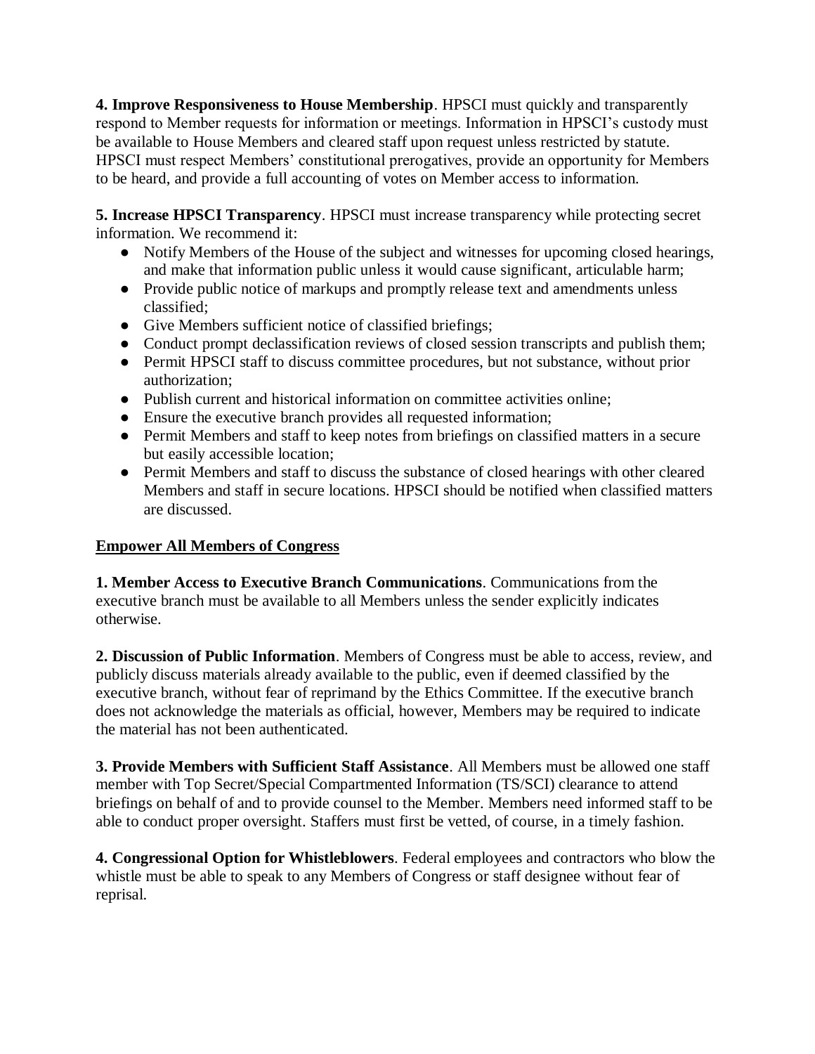**4. Improve Responsiveness to House Membership**. HPSCI must quickly and transparently respond to Member requests for information or meetings. Information in HPSCI's custody must be available to House Members and cleared staff upon request unless restricted by statute. HPSCI must respect Members' constitutional prerogatives, provide an opportunity for Members to be heard, and provide a full accounting of votes on Member access to information.

**5. Increase HPSCI Transparency**. HPSCI must increase transparency while protecting secret information. We recommend it:

- Notify Members of the House of the subject and witnesses for upcoming closed hearings, and make that information public unless it would cause significant, articulable harm;
- Provide public notice of markups and promptly release text and amendments unless classified;
- Give Members sufficient notice of classified briefings;
- Conduct prompt declassification reviews of closed session transcripts and publish them;
- Permit HPSCI staff to discuss committee procedures, but not substance, without prior authorization;
- Publish current and historical information on committee activities online;
- Ensure the executive branch provides all requested information;
- Permit Members and staff to keep notes from briefings on classified matters in a secure but easily accessible location;
- Permit Members and staff to discuss the substance of closed hearings with other cleared Members and staff in secure locations. HPSCI should be notified when classified matters are discussed.

<u>**Empower All Members of Congress**</u>

**1. Member Access to Executive Branch Communications**. Communications from the executive branch must be available to all Members unless the sender explicitly indicates otherwise.

**2. Discussion of Public Information**. Members of Congress must be able to access, review, and publicly discuss materials already available to the public, even if deemed classified by the executive branch, without fear of reprimand by the Ethics Committee. If the executive branch does not acknowledge the materials as official, however, Members may be required to indicate the material has not been authenticated.

**3. Provide Members with Sufficient Staff Assistance**. All Members must be allowed one staff member with Top Secret/Special Compartmented Information (TS/SCI) clearance to attend briefings on behalf of and to provide counsel to the Member. Members need informed staff to be able to conduct proper oversight. Staffers must first be vetted, of course, in a timely fashion.

**4. Congressional Option for Whistleblowers**. Federal employees and contractors who blow the whistle must be able to speak to any Members of Congress or staff designee without fear of reprisal.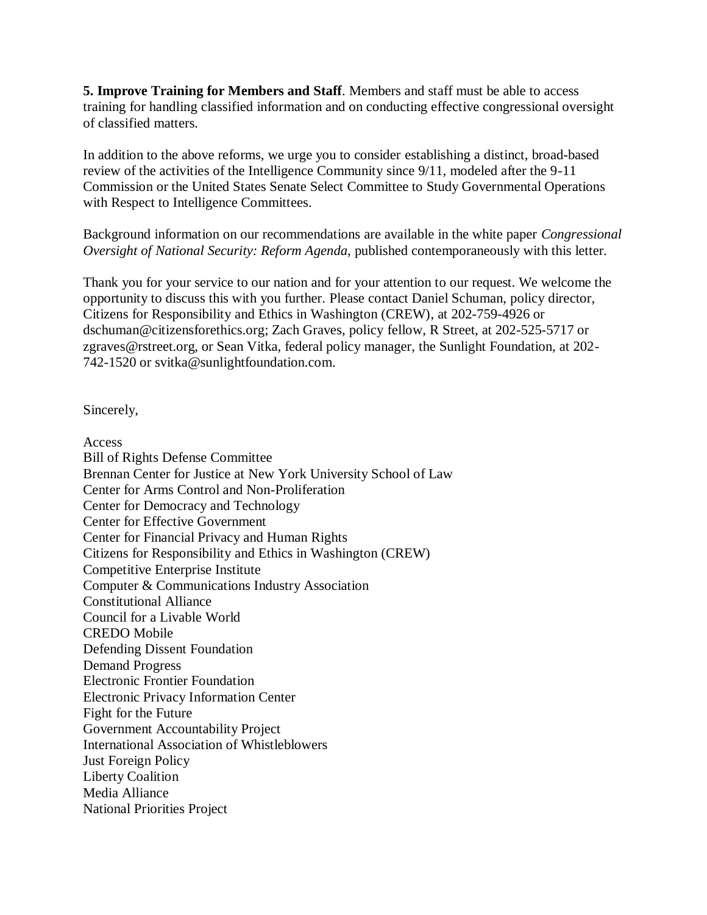**5. Improve Training for Members and Staff**. Members and staff must be able to access training for handling classified information and on conducting effective congressional oversight of classified matters.

In addition to the above reforms, we urge you to consider establishing a distinct, broad-based review of the activities of the Intelligence Community since 9/11, modeled after the 9-11 Commission or the United States Senate Select Committee to Study Governmental Operations with Respect to Intelligence Committees.

Background information on our recommendations are available in the white paper *Congressional Oversight of National Security: Reform Agenda*, published contemporaneously with this letter.

Thank you for your service to our nation and for your attention to our request. We welcome the opportunity to discuss this with you further. Please contact Daniel Schuman, policy director, Citizens for Responsibility and Ethics in Washington (CREW), at 202-759-4926 or dschuman@citizensforethics.org; Zach Graves, policy fellow, R Street, at 202-525-5717 or zgraves@rstreet.org, or Sean Vitka, federal policy manager, the Sunlight Foundation, at 202-742-1520 or svitka@sunlightfoundation.com.

Sincerely,

Access
Bill of Rights Defense Committee
Brennan Center for Justice at New York University School of Law
Center for Arms Control and Non-Proliferation
Center for Democracy and Technology
Center for Effective Government
Center for Financial Privacy and Human Rights
Citizens for Responsibility and Ethics in Washington (CREW)
Competitive Enterprise Institute
Computer & Communications Industry Association
Constitutional Alliance
Council for a Livable World
CREDO Mobile
Defending Dissent Foundation
Demand Progress
Electronic Frontier Foundation
Electronic Privacy Information Center
Fight for the Future
Government Accountability Project
International Association of Whistleblowers
Just Foreign Policy
Liberty Coalition
Media Alliance
National Priorities Project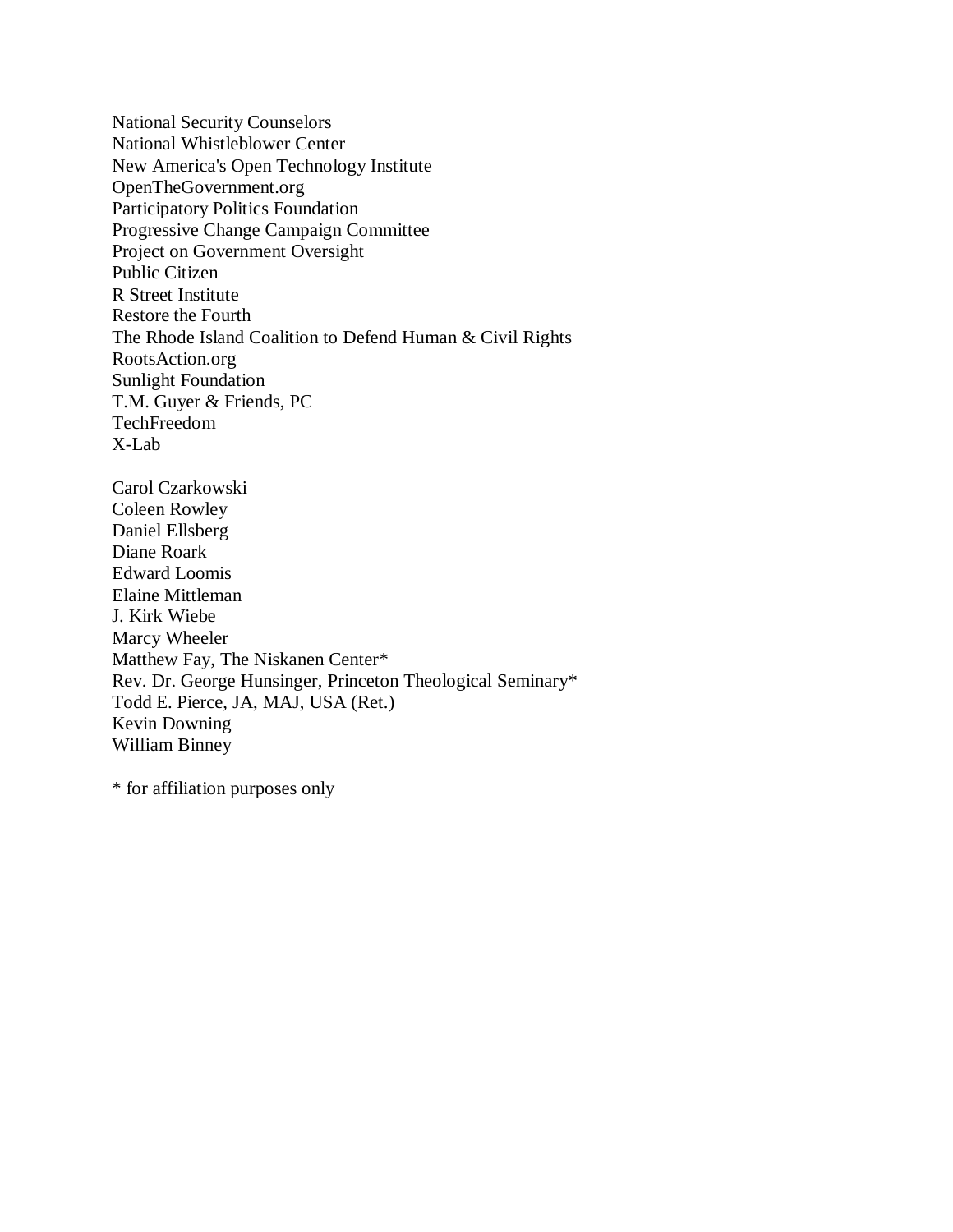National Security Counselors
National Whistleblower Center
New America's Open Technology Institute
OpenTheGovernment.org
Participatory Politics Foundation
Progressive Change Campaign Committee
Project on Government Oversight
Public Citizen
R Street Institute
Restore the Fourth
The Rhode Island Coalition to Defend Human & Civil Rights
RootsAction.org
Sunlight Foundation
T.M. Guyer & Friends, PC
TechFreedom
X-Lab

Carol Czarkowski
Coleen Rowley
Daniel Ellsberg
Diane Roark
Edward Loomis
Elaine Mittleman
J. Kirk Wiebe
Marcy Wheeler
Matthew Fay, The Niskanen Center*
Rev. Dr. George Hunsinger, Princeton Theological Seminary*
Todd E. Pierce, JA, MAJ, USA (Ret.)
Kevin Downing
William Binney

* for affiliation purposes only